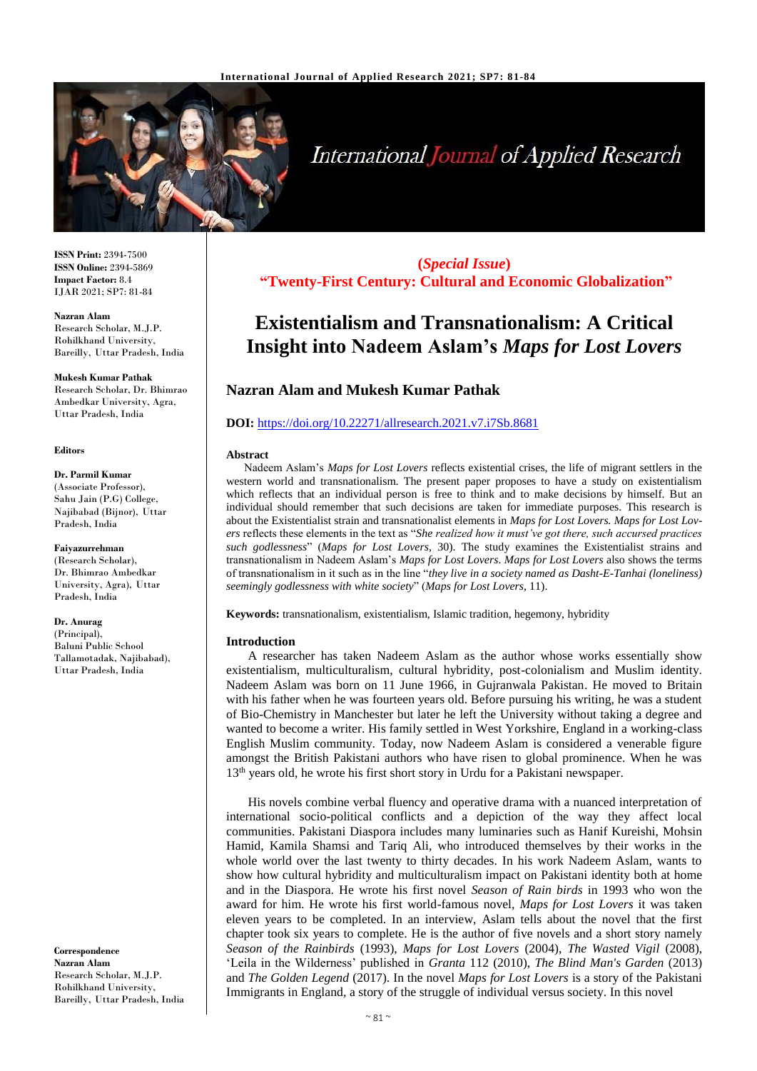**ISSN Print:** 2394-7500
**ISSN Online:** 2394-5869
**Impact Factor:** 8.4
IJAR 2021; SP7: 81-84

**Nazran Alam**
Research Scholar, M.J.P. Rohilkhand University, Bareilly, Uttar Pradesh, India

**Mukesh Kumar Pathak**
Research Scholar, Dr. Bhimrao Ambedkar University, Agra, Uttar Pradesh, India

**Editors**

**Dr. Parmil Kumar**
(Associate Professor), Sahu Jain (P.G) College, Najibabad (Bijnor), Uttar Pradesh, India

**Faiyazurrehman**
(Research Scholar), Dr. Bhimrao Ambedkar University, Agra), Uttar Pradesh, India

**Dr. Anurag**
(Principal), Baluni Public School Tallamotadak, Najibabad), Uttar Pradesh, India

**Correspondence**
**Nazran Alam**
Research Scholar, M.J.P. Rohilkhand University, Bareilly, Uttar Pradesh, India

**(*Special Issue*)**
**"Twenty-First Century: Cultural and Economic Globalization"**

# Existentialism and Transnationalism: A Critical Insight into Nadeem Aslam's *Maps for Lost Lovers*

## Nazran Alam and Mukesh Kumar Pathak

**DOI:** https://doi.org/10.22271/allresearch.2021.v7.i7Sb.8681

### Abstract

Nadeem Aslam's *Maps for Lost Lovers* reflects existential crises, the life of migrant settlers in the western world and transnationalism. The present paper proposes to have a study on existentialism which reflects that an individual person is free to think and to make decisions by himself. But an individual should remember that such decisions are taken for immediate purposes. This research is about the Existentialist strain and transnationalist elements in *Maps for Lost Lovers. Maps for Lost Lovers* reflects these elements in the text as "*She realized how it must've got there, such accursed practices such godlessness*" (*Maps for Lost Lovers*, 30). The study examines the Existentialist strains and transnationalism in Nadeem Aslam's *Maps for Lost Lovers*. *Maps for Lost Lovers* also shows the terms of transnationalism in it such as in the line "*they live in a society named as Dasht-E-Tanhai (loneliness) seemingly godlessness with white society*" (*Maps for Lost Lovers*, 11).

**Keywords:** transnationalism, existentialism, Islamic tradition, hegemony, hybridity

### Introduction

A researcher has taken Nadeem Aslam as the author whose works essentially show existentialism, multiculturalism, cultural hybridity, post-colonialism and Muslim identity. Nadeem Aslam was born on 11 June 1966, in Gujranwala Pakistan. He moved to Britain with his father when he was fourteen years old. Before pursuing his writing, he was a student of Bio-Chemistry in Manchester but later he left the University without taking a degree and wanted to become a writer. His family settled in West Yorkshire, England in a working-class English Muslim community. Today, now Nadeem Aslam is considered a venerable figure amongst the British Pakistani authors who have risen to global prominence. When he was 13th years old, he wrote his first short story in Urdu for a Pakistani newspaper.

His novels combine verbal fluency and operative drama with a nuanced interpretation of international socio-political conflicts and a depiction of the way they affect local communities. Pakistani Diaspora includes many luminaries such as Hanif Kureishi, Mohsin Hamid, Kamila Shamsi and Tariq Ali, who introduced themselves by their works in the whole world over the last twenty to thirty decades. In his work Nadeem Aslam, wants to show how cultural hybridity and multiculturalism impact on Pakistani identity both at home and in the Diaspora. He wrote his first novel *Season of Rain birds* in 1993 who won the award for him. He wrote his first world-famous novel, *Maps for Lost Lovers* it was taken eleven years to be completed. In an interview, Aslam tells about the novel that the first chapter took six years to complete. He is the author of five novels and a short story namely *Season of the Rainbirds* (1993), *Maps for Lost Lovers* (2004), *The Wasted Vigil* (2008), 'Leila in the Wilderness' published in *Granta* 112 (2010), *The Blind Man's Garden* (2013) and *The Golden Legend* (2017). In the novel *Maps for Lost Lovers* is a story of the Pakistani Immigrants in England, a story of the struggle of individual versus society. In this novel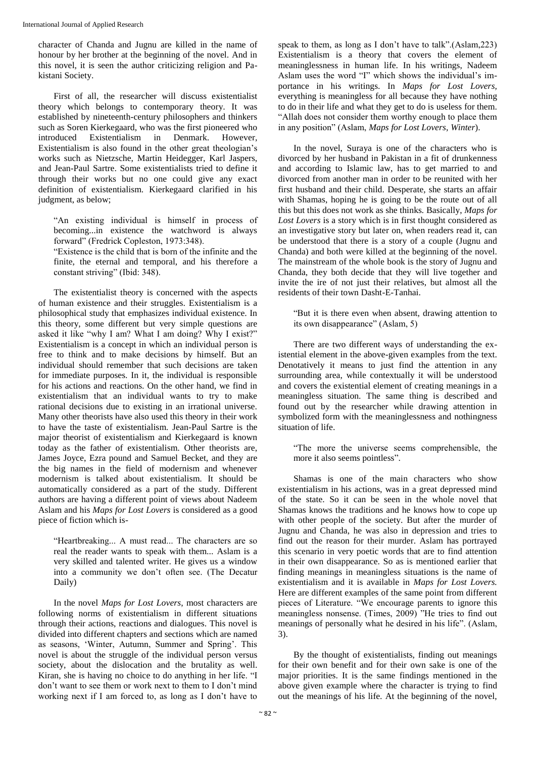character of Chanda and Jugnu are killed in the name of honour by her brother at the beginning of the novel. And in this novel, it is seen the author criticizing religion and Pakistani Society.

First of all, the researcher will discuss existentialist theory which belongs to contemporary theory. It was established by nineteenth-century philosophers and thinkers such as Soren Kierkegaard, who was the first pioneered who introduced Existentialism in Denmark. However, Existentialism is also found in the other great theologian's works such as Nietzsche, Martin Heidegger, Karl Jaspers, and Jean-Paul Sartre. Some existentialists tried to define it through their works but no one could give any exact definition of existentialism. Kierkegaard clarified in his judgment, as below;

> "An existing individual is himself in process of becoming...in existence the watchword is always forward" (Fredrick Copleston, 1973:348).
>
> "Existence is the child that is born of the infinite and the finite, the eternal and temporal, and his therefore a constant striving" (Ibid: 348).

The existentialist theory is concerned with the aspects of human existence and their struggles. Existentialism is a philosophical study that emphasizes individual existence. In this theory, some different but very simple questions are asked it like "why I am? What I am doing? Why I exist?" Existentialism is a concept in which an individual person is free to think and to make decisions by himself. But an individual should remember that such decisions are taken for immediate purposes. In it, the individual is responsible for his actions and reactions. On the other hand, we find in existentialism that an individual wants to try to make rational decisions due to existing in an irrational universe. Many other theorists have also used this theory in their work to have the taste of existentialism. Jean-Paul Sartre is the major theorist of existentialism and Kierkegaard is known today as the father of existentialism. Other theorists are, James Joyce, Ezra pound and Samuel Becket, and they are the big names in the field of modernism and whenever modernism is talked about existentialism. It should be automatically considered as a part of the study. Different authors are having a different point of views about Nadeem Aslam and his *Maps for Lost Lovers* is considered as a good piece of fiction which is-

> "Heartbreaking... A must read... The characters are so real the reader wants to speak with them... Aslam is a very skilled and talented writer. He gives us a window into a community we don't often see. (The Decatur Daily)

In the novel *Maps for Lost Lovers*, most characters are following norms of existentialism in different situations through their actions, reactions and dialogues. This novel is divided into different chapters and sections which are named as seasons, 'Winter, Autumn, Summer and Spring'. This novel is about the struggle of the individual person versus society, about the dislocation and the brutality as well. Kiran, she is having no choice to do anything in her life. "I don't want to see them or work next to them to I don't mind working next if I am forced to, as long as I don't have to speak to them, as long as I don't have to talk".(Aslam,223) Existentialism is a theory that covers the element of meaninglessness in human life. In his writings, Nadeem Aslam uses the word "I" which shows the individual's importance in his writings. In *Maps for Lost Lovers*, everything is meaningless for all because they have nothing to do in their life and what they get to do is useless for them. "Allah does not consider them worthy enough to place them in any position" (Aslam, *Maps for Lost Lovers*, *Winter*).

In the novel, Suraya is one of the characters who is divorced by her husband in Pakistan in a fit of drunkenness and according to Islamic law, has to get married to and divorced from another man in order to be reunited with her first husband and their child. Desperate, she starts an affair with Shamas, hoping he is going to be the route out of all this but this does not work as she thinks. Basically, *Maps for Lost Lovers* is a story which is in first thought considered as an investigative story but later on, when readers read it, can be understood that there is a story of a couple (Jugnu and Chanda) and both were killed at the beginning of the novel. The mainstream of the whole book is the story of Jugnu and Chanda, they both decide that they will live together and invite the ire of not just their relatives, but almost all the residents of their town Dasht-E-Tanhai.

> "But it is there even when absent, drawing attention to its own disappearance" (Aslam, 5)

There are two different ways of understanding the existential element in the above-given examples from the text. Denotatively it means to just find the attention in any surrounding area, while contextually it will be understood and covers the existential element of creating meanings in a meaningless situation. The same thing is described and found out by the researcher while drawing attention in symbolized form with the meaninglessness and nothingness situation of life.

> "The more the universe seems comprehensible, the more it also seems pointless".

Shamas is one of the main characters who show existentialism in his actions, was in a great depressed mind of the state. So it can be seen in the whole novel that Shamas knows the traditions and he knows how to cope up with other people of the society. But after the murder of Jugnu and Chanda, he was also in depression and tries to find out the reason for their murder. Aslam has portrayed this scenario in very poetic words that are to find attention in their own disappearance. So as is mentioned earlier that finding meanings in meaningless situations is the name of existentialism and it is available in *Maps for Lost Lovers.* Here are different examples of the same point from different pieces of Literature. "We encourage parents to ignore this meaningless nonsense. (Times, 2009) "He tries to find out meanings of personally what he desired in his life". (Aslam, 3).

By the thought of existentialists, finding out meanings for their own benefit and for their own sake is one of the major priorities. It is the same findings mentioned in the above given example where the character is trying to find out the meanings of his life. At the beginning of the novel,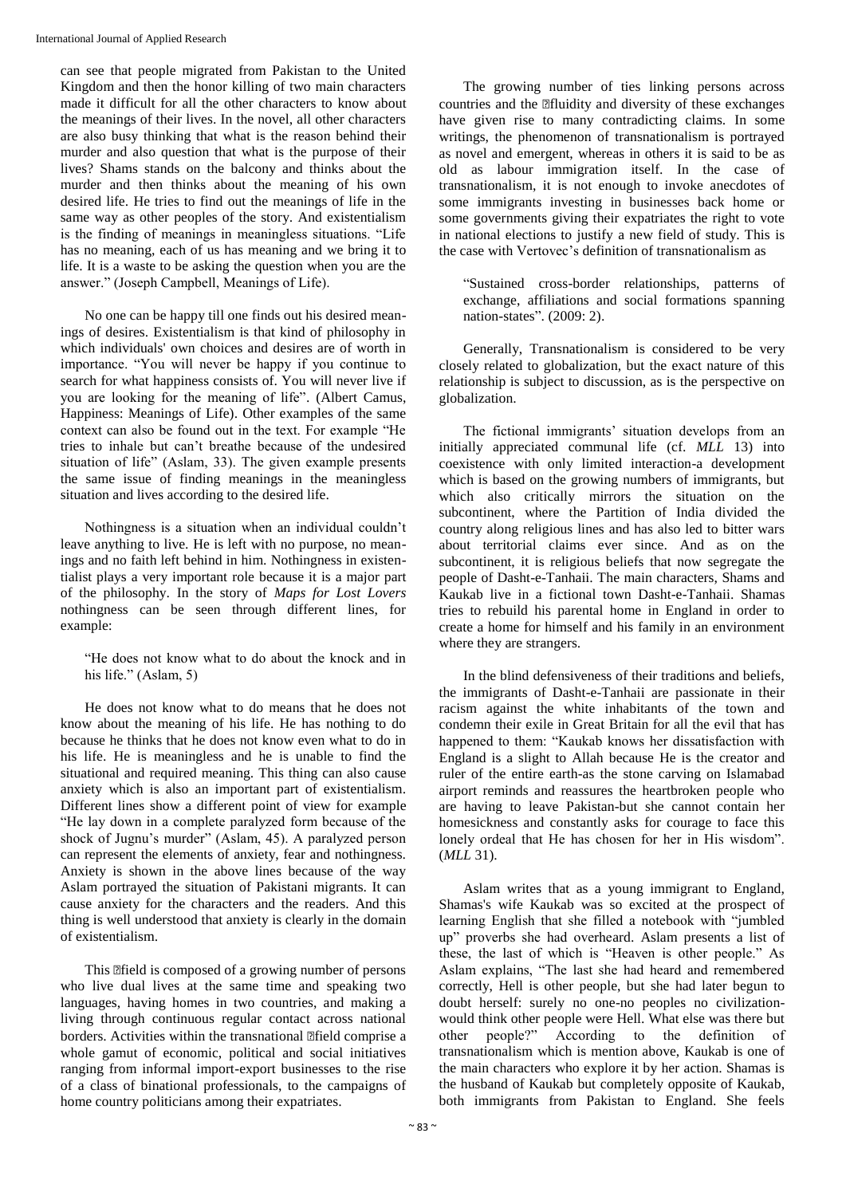can see that people migrated from Pakistan to the United Kingdom and then the honor killing of two main characters made it difficult for all the other characters to know about the meanings of their lives. In the novel, all other characters are also busy thinking that what is the reason behind their murder and also question that what is the purpose of their lives? Shams stands on the balcony and thinks about the murder and then thinks about the meaning of his own desired life. He tries to find out the meanings of life in the same way as other peoples of the story. And existentialism is the finding of meanings in meaningless situations. "Life has no meaning, each of us has meaning and we bring it to life. It is a waste to be asking the question when you are the answer." (Joseph Campbell, Meanings of Life).

No one can be happy till one finds out his desired meanings of desires. Existentialism is that kind of philosophy in which individuals' own choices and desires are of worth in importance. "You will never be happy if you continue to search for what happiness consists of. You will never live if you are looking for the meaning of life". (Albert Camus, Happiness: Meanings of Life). Other examples of the same context can also be found out in the text. For example "He tries to inhale but can't breathe because of the undesired situation of life" (Aslam, 33). The given example presents the same issue of finding meanings in the meaningless situation and lives according to the desired life.

Nothingness is a situation when an individual couldn't leave anything to live. He is left with no purpose, no meanings and no faith left behind in him. Nothingness in existentialist plays a very important role because it is a major part of the philosophy. In the story of *Maps for Lost Lovers* nothingness can be seen through different lines, for example:

> "He does not know what to do about the knock and in his life." (Aslam, 5)

He does not know what to do means that he does not know about the meaning of his life. He has nothing to do because he thinks that he does not know even what to do in his life. He is meaningless and he is unable to find the situational and required meaning. This thing can also cause anxiety which is also an important part of existentialism. Different lines show a different point of view for example "He lay down in a complete paralyzed form because of the shock of Jugnu's murder" (Aslam, 45). A paralyzed person can represent the elements of anxiety, fear and nothingness. Anxiety is shown in the above lines because of the way Aslam portrayed the situation of Pakistani migrants. It can cause anxiety for the characters and the readers. And this thing is well understood that anxiety is clearly in the domain of existentialism.

This field is composed of a growing number of persons who live dual lives at the same time and speaking two languages, having homes in two countries, and making a living through continuous regular contact across national borders. Activities within the transnational field comprise a whole gamut of economic, political and social initiatives ranging from informal import-export businesses to the rise of a class of binational professionals, to the campaigns of home country politicians among their expatriates.

The growing number of ties linking persons across countries and the fluidity and diversity of these exchanges have given rise to many contradicting claims. In some writings, the phenomenon of transnationalism is portrayed as novel and emergent, whereas in others it is said to be as old as labour immigration itself. In the case of transnationalism, it is not enough to invoke anecdotes of some immigrants investing in businesses back home or some governments giving their expatriates the right to vote in national elections to justify a new field of study. This is the case with Vertovec's definition of transnationalism as

> "Sustained cross-border relationships, patterns of exchange, affiliations and social formations spanning nation-states". (2009: 2).

Generally, Transnationalism is considered to be very closely related to globalization, but the exact nature of this relationship is subject to discussion, as is the perspective on globalization.

The fictional immigrants' situation develops from an initially appreciated communal life (cf. *MLL* 13) into coexistence with only limited interaction-a development which is based on the growing numbers of immigrants, but which also critically mirrors the situation on the subcontinent, where the Partition of India divided the country along religious lines and has also led to bitter wars about territorial claims ever since. And as on the subcontinent, it is religious beliefs that now segregate the people of Dasht-e-Tanhaii. The main characters, Shams and Kaukab live in a fictional town Dasht-e-Tanhaii. Shamas tries to rebuild his parental home in England in order to create a home for himself and his family in an environment where they are strangers.

In the blind defensiveness of their traditions and beliefs, the immigrants of Dasht-e-Tanhaii are passionate in their racism against the white inhabitants of the town and condemn their exile in Great Britain for all the evil that has happened to them: "Kaukab knows her dissatisfaction with England is a slight to Allah because He is the creator and ruler of the entire earth-as the stone carving on Islamabad airport reminds and reassures the heartbroken people who are having to leave Pakistan-but she cannot contain her homesickness and constantly asks for courage to face this lonely ordeal that He has chosen for her in His wisdom". (*MLL* 31).

Aslam writes that as a young immigrant to England, Shamas's wife Kaukab was so excited at the prospect of learning English that she filled a notebook with "jumbled up" proverbs she had overheard. Aslam presents a list of these, the last of which is "Heaven is other people." As Aslam explains, "The last she had heard and remembered correctly, Hell is other people, but she had later begun to doubt herself: surely no one-no peoples no civilization-would think other people were Hell. What else was there but other people?" According to the definition of transnationalism which is mention above, Kaukab is one of the main characters who explore it by her action. Shamas is the husband of Kaukab but completely opposite of Kaukab, both immigrants from Pakistan to England. She feels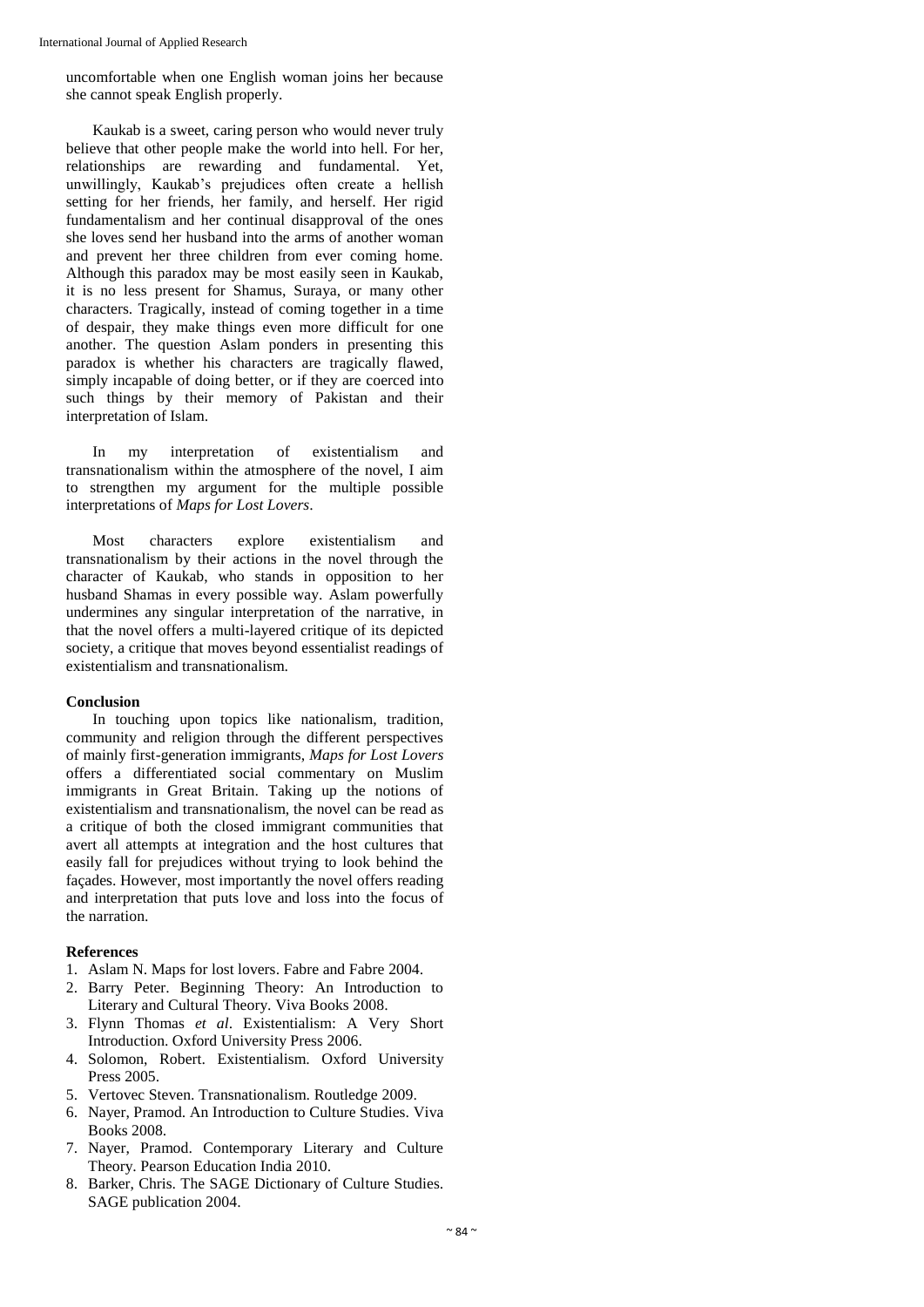uncomfortable when one English woman joins her because she cannot speak English properly.

Kaukab is a sweet, caring person who would never truly believe that other people make the world into hell. For her, relationships are rewarding and fundamental. Yet, unwillingly, Kaukab's prejudices often create a hellish setting for her friends, her family, and herself. Her rigid fundamentalism and her continual disapproval of the ones she loves send her husband into the arms of another woman and prevent her three children from ever coming home. Although this paradox may be most easily seen in Kaukab, it is no less present for Shamus, Suraya, or many other characters. Tragically, instead of coming together in a time of despair, they make things even more difficult for one another. The question Aslam ponders in presenting this paradox is whether his characters are tragically flawed, simply incapable of doing better, or if they are coerced into such things by their memory of Pakistan and their interpretation of Islam.

In my interpretation of existentialism and transnationalism within the atmosphere of the novel, I aim to strengthen my argument for the multiple possible interpretations of *Maps for Lost Lovers*.

Most characters explore existentialism and transnationalism by their actions in the novel through the character of Kaukab, who stands in opposition to her husband Shamas in every possible way. Aslam powerfully undermines any singular interpretation of the narrative, in that the novel offers a multi-layered critique of its depicted society, a critique that moves beyond essentialist readings of existentialism and transnationalism.

## Conclusion

In touching upon topics like nationalism, tradition, community and religion through the different perspectives of mainly first-generation immigrants, *Maps for Lost Lovers* offers a differentiated social commentary on Muslim immigrants in Great Britain. Taking up the notions of existentialism and transnationalism, the novel can be read as a critique of both the closed immigrant communities that avert all attempts at integration and the host cultures that easily fall for prejudices without trying to look behind the façades. However, most importantly the novel offers reading and interpretation that puts love and loss into the focus of the narration.

## References

1. Aslam N. Maps for lost lovers. Fabre and Fabre 2004.
2. Barry Peter. Beginning Theory: An Introduction to Literary and Cultural Theory. Viva Books 2008.
3. Flynn Thomas *et al*. Existentialism: A Very Short Introduction. Oxford University Press 2006.
4. Solomon, Robert. Existentialism. Oxford University Press 2005.
5. Vertovec Steven. Transnationalism. Routledge 2009.
6. Nayer, Pramod. An Introduction to Culture Studies. Viva Books 2008.
7. Nayer, Pramod. Contemporary Literary and Culture Theory. Pearson Education India 2010.
8. Barker, Chris. The SAGE Dictionary of Culture Studies. SAGE publication 2004.